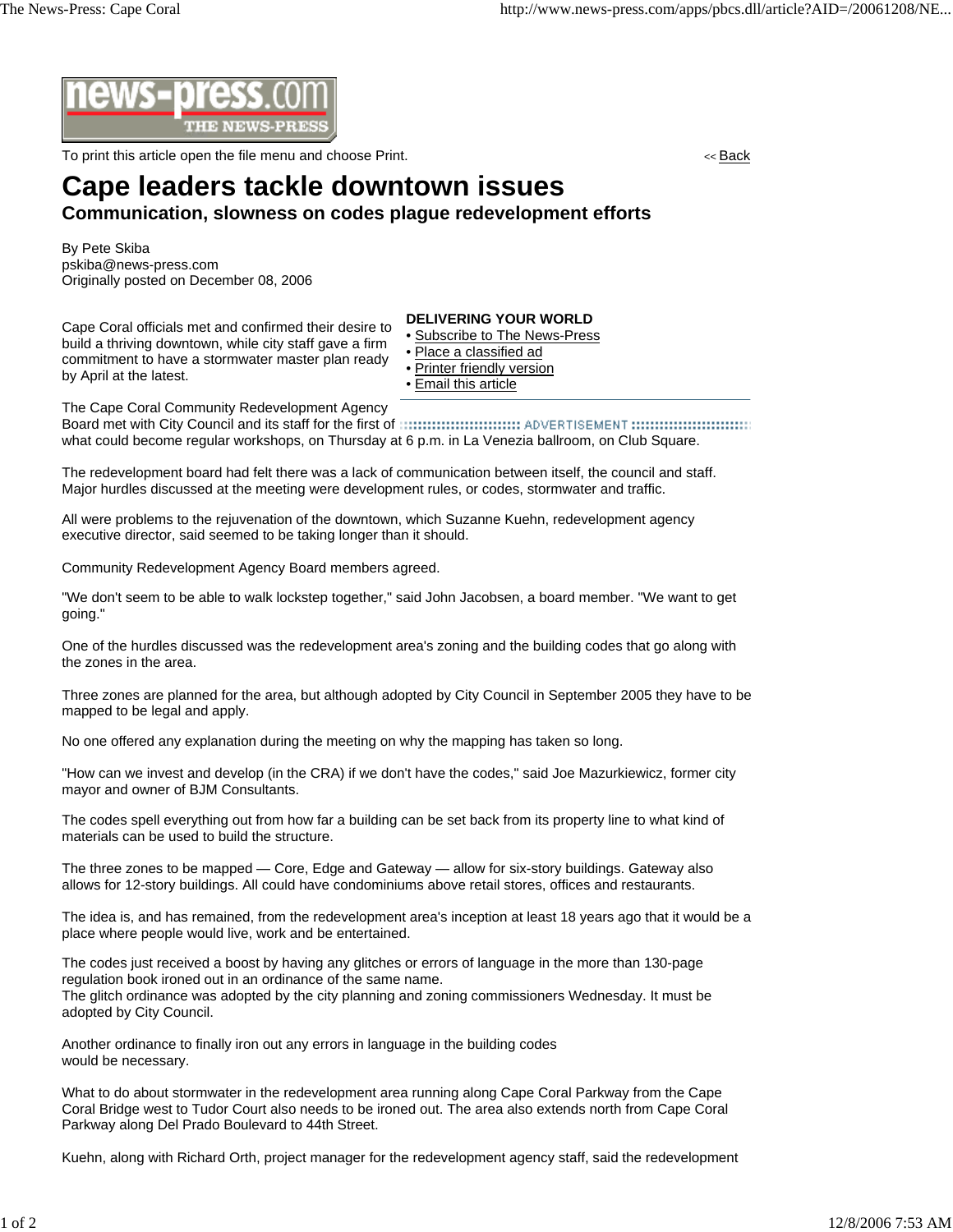To print this article open the file menu and choose Print.

<< Back

# Cape leaders tackle downtown issues

## Communication, slowness on codes plague redevelopment efforts

By Pete Skiba
pskiba@news-press.com
Originally posted on December 08, 2006

**DELIVERING YOUR WORLD**

- Subscribe to The News-Press
- Place a classified ad
- Printer friendly version
- Email this article

Cape Coral officials met and confirmed their desire to build a thriving downtown, while city staff gave a firm commitment to have a stormwater master plan ready by April at the latest.

The Cape Coral Community Redevelopment Agency Board met with City Council and its staff for the first of what could become regular workshops, on Thursday at 6 p.m. in La Venezia ballroom, on Club Square.

The redevelopment board had felt there was a lack of communication between itself, the council and staff. Major hurdles discussed at the meeting were development rules, or codes, stormwater and traffic.

All were problems to the rejuvenation of the downtown, which Suzanne Kuehn, redevelopment agency executive director, said seemed to be taking longer than it should.

Community Redevelopment Agency Board members agreed.

"We don't seem to be able to walk lockstep together," said John Jacobsen, a board member. "We want to get going."

One of the hurdles discussed was the redevelopment area's zoning and the building codes that go along with the zones in the area.

Three zones are planned for the area, but although adopted by City Council in September 2005 they have to be mapped to be legal and apply.

No one offered any explanation during the meeting on why the mapping has taken so long.

"How can we invest and develop (in the CRA) if we don't have the codes," said Joe Mazurkiewicz, former city mayor and owner of BJM Consultants.

The codes spell everything out from how far a building can be set back from its property line to what kind of materials can be used to build the structure.

The three zones to be mapped — Core, Edge and Gateway — allow for six-story buildings. Gateway also allows for 12-story buildings. All could have condominiums above retail stores, offices and restaurants.

The idea is, and has remained, from the redevelopment area's inception at least 18 years ago that it would be a place where people would live, work and be entertained.

The codes just received a boost by having any glitches or errors of language in the more than 130-page regulation book ironed out in an ordinance of the same name.
The glitch ordinance was adopted by the city planning and zoning commissioners Wednesday. It must be adopted by City Council.

Another ordinance to finally iron out any errors in language in the building codes would be necessary.

What to do about stormwater in the redevelopment area running along Cape Coral Parkway from the Cape Coral Bridge west to Tudor Court also needs to be ironed out. The area also extends north from Cape Coral Parkway along Del Prado Boulevard to 44th Street.

Kuehn, along with Richard Orth, project manager for the redevelopment agency staff, said the redevelopment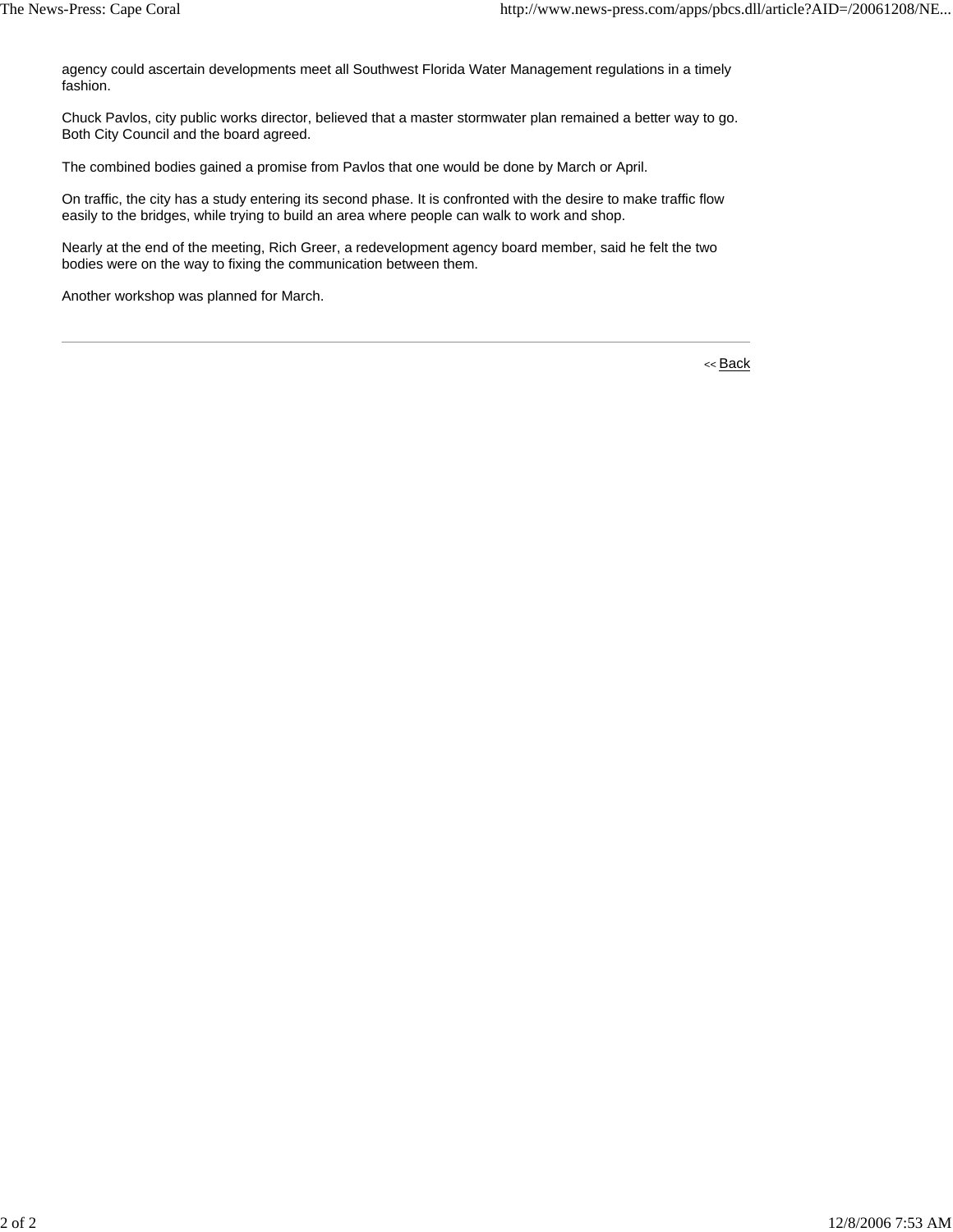agency could ascertain developments meet all Southwest Florida Water Management regulations in a timely fashion.

Chuck Pavlos, city public works director, believed that a master stormwater plan remained a better way to go. Both City Council and the board agreed.

The combined bodies gained a promise from Pavlos that one would be done by March or April.

On traffic, the city has a study entering its second phase. It is confronted with the desire to make traffic flow easily to the bridges, while trying to build an area where people can walk to work and shop.

Nearly at the end of the meeting, Rich Greer, a redevelopment agency board member, said he felt the two bodies were on the way to fixing the communication between them.

Another workshop was planned for March.

---

<< Back